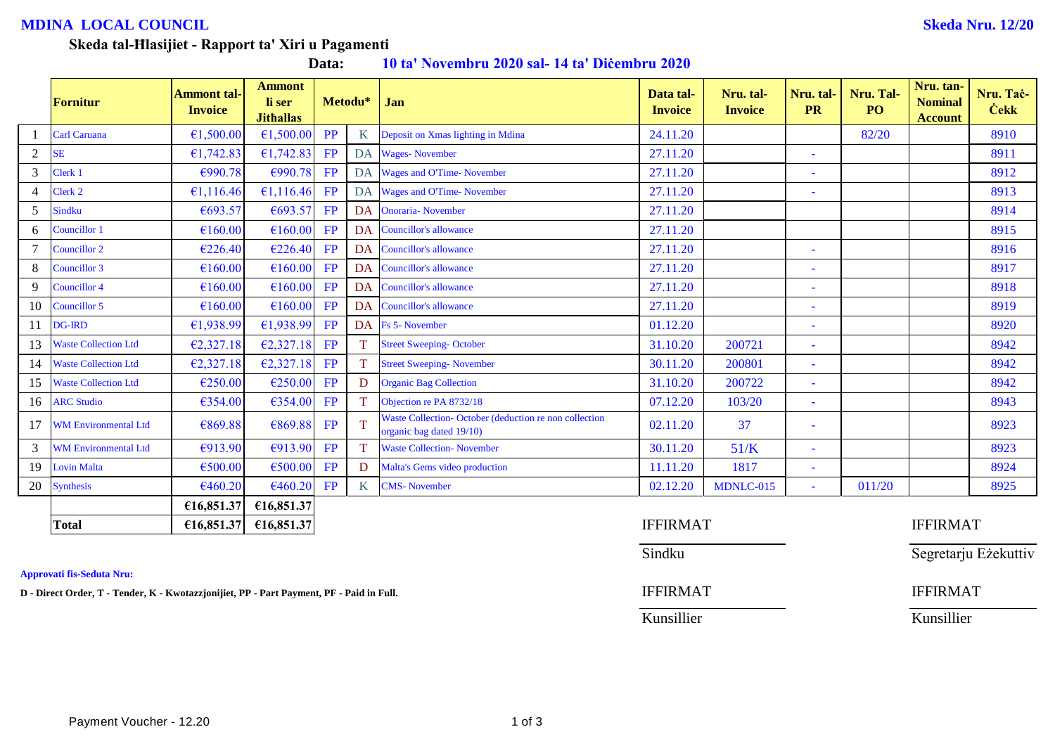**MDINA LOCAL COUNCIL** **Skeda Nru. 12/20**

**Skeda tal-Ħlasijiet - Rapport ta' Xiri u Pagamenti**

**Data: 10 ta' Novembru 2020 sal- 14 ta' Diċembru 2020**

| | Fornitur | Ammont tal-Invoice | Ammont li ser Jithallas | Metodu* | | Jan | Data tal-Invoice | Nru. tal-Invoice | Nru. tal-PR | Nru. Tal-PO | Nru. tan-Nominal Account | Nru. Taċ-Ċekk |
|---|---|---|---|---|---|---|---|---|---|---|---|---|
| 1 | Carl Caruana | €1,500.00 | €1,500.00 | PP | K | Deposit on Xmas lighting in Mdina | 24.11.20 | | | 82/20 | | 8910 |
| 2 | SE | €1,742.83 | €1,742.83 | FP | DA | Wages- November | 27.11.20 | | - | | | 8911 |
| 3 | Clerk 1 | €990.78 | €990.78 | FP | DA | Wages and O'Time- November | 27.11.20 | | - | | | 8912 |
| 4 | Clerk 2 | €1,116.46 | €1,116.46 | FP | DA | Wages and O'Time- November | 27.11.20 | | - | | | 8913 |
| 5 | Sindku | €693.57 | €693.57 | FP | DA | Onoraria- November | 27.11.20 | | | | | 8914 |
| 6 | Councillor 1 | €160.00 | €160.00 | FP | DA | Councillor's allowance | 27.11.20 | | | | | 8915 |
| 7 | Councillor 2 | €226.40 | €226.40 | FP | DA | Councillor's allowance | 27.11.20 | | - | | | 8916 |
| 8 | Councillor 3 | €160.00 | €160.00 | FP | DA | Councillor's allowance | 27.11.20 | | - | | | 8917 |
| 9 | Councillor 4 | €160.00 | €160.00 | FP | DA | Councillor's allowance | 27.11.20 | | - | | | 8918 |
| 10 | Councillor 5 | €160.00 | €160.00 | FP | DA | Councillor's allowance | 27.11.20 | | - | | | 8919 |
| 11 | DG-IRD | €1,938.99 | €1,938.99 | FP | DA | Fs 5- November | 01.12.20 | | - | | | 8920 |
| 13 | Waste Collection Ltd | €2,327.18 | €2,327.18 | FP | T | Street Sweeping- October | 31.10.20 | 200721 | - | | | 8942 |
| 14 | Waste Collection Ltd | €2,327.18 | €2,327.18 | FP | T | Street Sweeping- November | 30.11.20 | 200801 | - | | | 8942 |
| 15 | Waste Collection Ltd | €250.00 | €250.00 | FP | D | Organic Bag Collection | 31.10.20 | 200722 | - | | | 8942 |
| 16 | ARC Studio | €354.00 | €354.00 | FP | T | Objection re PA 8732/18 | 07.12.20 | 103/20 | - | | | 8943 |
| 17 | WM Environmental Ltd | €869.88 | €869.88 | FP | T | Waste Collection- October (deduction re non collection organic bag dated 19/10) | 02.11.20 | 37 | - | | | 8923 |
| 3 | WM Environmental Ltd | €913.90 | €913.90 | FP | T | Waste Collection- November | 30.11.20 | 51/K | - | | | 8923 |
| 19 | Lovin Malta | €500.00 | €500.00 | FP | D | Malta's Gems video production | 11.11.20 | 1817 | - | | | 8924 |
| 20 | Synthesis | €460.20 | €460.20 | FP | K | CMS- November | 02.12.20 | MDNLC-015 | - | 011/20 | | 8925 |
| | | **€16,851.37** | **€16,851.37** | | | | | | | | | |
| | **Total** | **€16,851.37** | **€16,851.37** | | | | | | | | | |

IFFIRMAT

Sindku

IFFIRMAT

Segretarju Eżekuttiv

IFFIRMAT

Kunsillier

IFFIRMAT

Kunsillier

**Approvati fis-Seduta Nru:**

**D - Direct Order, T - Tender, K - Kwotazzjonijiet, PP - Part Payment, PF - Paid in Full.**

Payment Voucher - 12.20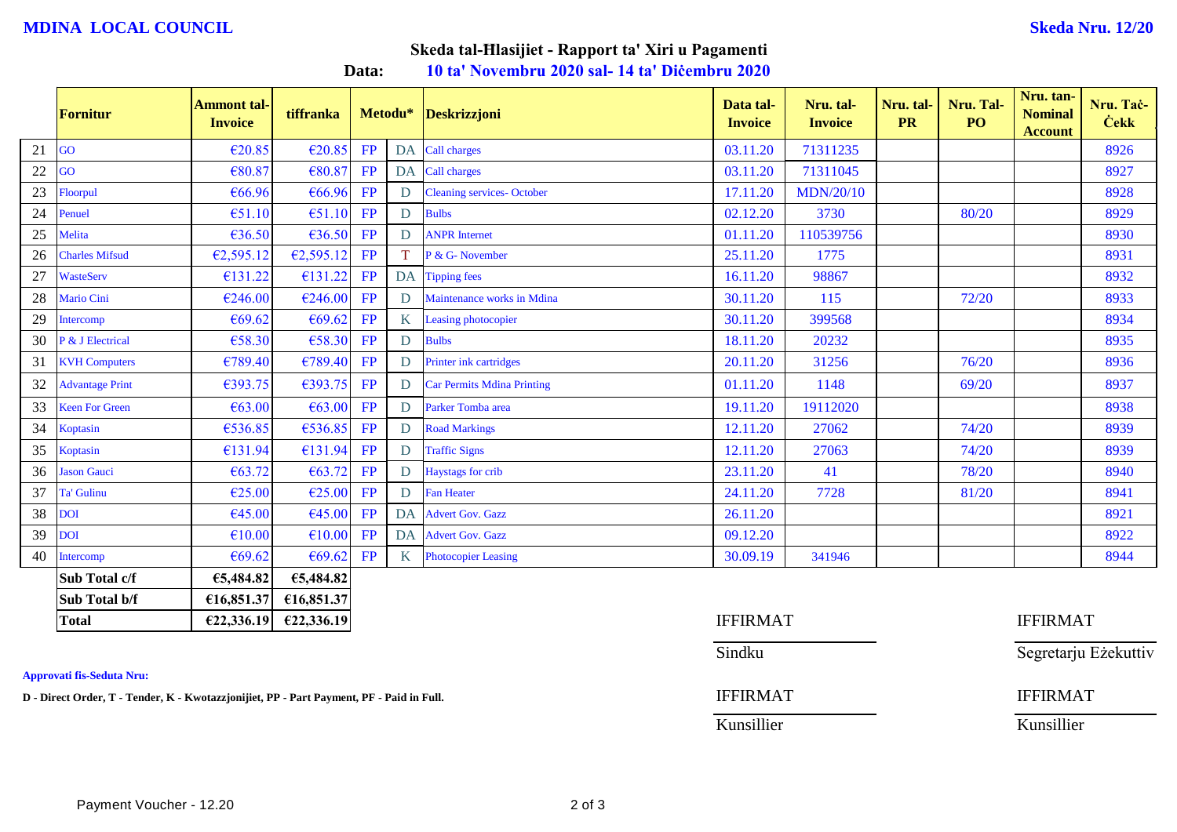**MDINA LOCAL COUNCIL** **Skeda Nru. 12/20**

## Skeda tal-Ħlasijiet - Rapport ta' Xiri u Pagamenti

**Data:** **10 ta' Novembru 2020 sal- 14 ta' Diċembru 2020**

| | Fornitur | Ammont tal-Invoice | tiffranka | Metodu* | | Deskrizzjoni | Data tal-Invoice | Nru. tal-Invoice | Nru. tal-PR | Nru. Tal-PO | Nru. tan-Nominal Account | Nru. Taċ-Ċekk |
|---|---|---|---|---|---|---|---|---|---|---|---|---|
| 21 | GO | €20.85 | €20.85 | FP | DA | Call charges | 03.11.20 | 71311235 | | | | 8926 |
| 22 | GO | €80.87 | €80.87 | FP | DA | Call charges | 03.11.20 | 71311045 | | | | 8927 |
| 23 | Floorpul | €66.96 | €66.96 | FP | D | Cleaning services- October | 17.11.20 | MDN/20/10 | | | | 8928 |
| 24 | Penuel | €51.10 | €51.10 | FP | D | Bulbs | 02.12.20 | 3730 | | 80/20 | | 8929 |
| 25 | Melita | €36.50 | €36.50 | FP | D | ANPR Internet | 01.11.20 | 110539756 | | | | 8930 |
| 26 | Charles Mifsud | €2,595.12 | €2,595.12 | FP | T | P & G- November | 25.11.20 | 1775 | | | | 8931 |
| 27 | WasteServ | €131.22 | €131.22 | FP | DA | Tipping fees | 16.11.20 | 98867 | | | | 8932 |
| 28 | Mario Cini | €246.00 | €246.00 | FP | D | Maintenance works in Mdina | 30.11.20 | 115 | | 72/20 | | 8933 |
| 29 | Intercomp | €69.62 | €69.62 | FP | K | Leasing photocopier | 30.11.20 | 399568 | | | | 8934 |
| 30 | P & J Electrical | €58.30 | €58.30 | FP | D | Bulbs | 18.11.20 | 20232 | | | | 8935 |
| 31 | KVH Computers | €789.40 | €789.40 | FP | D | Printer ink cartridges | 20.11.20 | 31256 | | 76/20 | | 8936 |
| 32 | Advantage Print | €393.75 | €393.75 | FP | D | Car Permits Mdina Printing | 01.11.20 | 1148 | | 69/20 | | 8937 |
| 33 | Keen For Green | €63.00 | €63.00 | FP | D | Parker Tomba area | 19.11.20 | 19112020 | | | | 8938 |
| 34 | Koptasin | €536.85 | €536.85 | FP | D | Road Markings | 12.11.20 | 27062 | | 74/20 | | 8939 |
| 35 | Koptasin | €131.94 | €131.94 | FP | D | Traffic Signs | 12.11.20 | 27063 | | 74/20 | | 8939 |
| 36 | Jason Gauci | €63.72 | €63.72 | FP | D | Haystags for crib | 23.11.20 | 41 | | 78/20 | | 8940 |
| 37 | Ta' Gulinu | €25.00 | €25.00 | FP | D | Fan Heater | 24.11.20 | 7728 | | 81/20 | | 8941 |
| 38 | DOI | €45.00 | €45.00 | FP | DA | Advert Gov. Gazz | 26.11.20 | | | | | 8921 |
| 39 | DOI | €10.00 | €10.00 | FP | DA | Advert Gov. Gazz | 09.12.20 | | | | | 8922 |
| 40 | Intercomp | €69.62 | €69.62 | FP | K | Photocopier Leasing | 30.09.19 | 341946 | | | | 8944 |
| | **Sub Total c/f** | **€5,484.82** | **€5,484.82** | | | | | | | | | |
| | **Sub Total b/f** | **€16,851.37** | **€16,851.37** | | | | | | | | | |
| | **Total** | **€22,336.19** | **€22,336.19** | | | | | | | | | |

IFFIRMAT ____________ Sindku

IFFIRMAT ____________ Segretarju Eżekuttiv

IFFIRMAT ____________ Kunsillier

IFFIRMAT ____________ Kunsillier

**Approvati fis-Seduta Nru:**

**D - Direct Order, T - Tender, K - Kwotazzjonijiet, PP - Part Payment, PF - Paid in Full.**

Payment Voucher - 12.20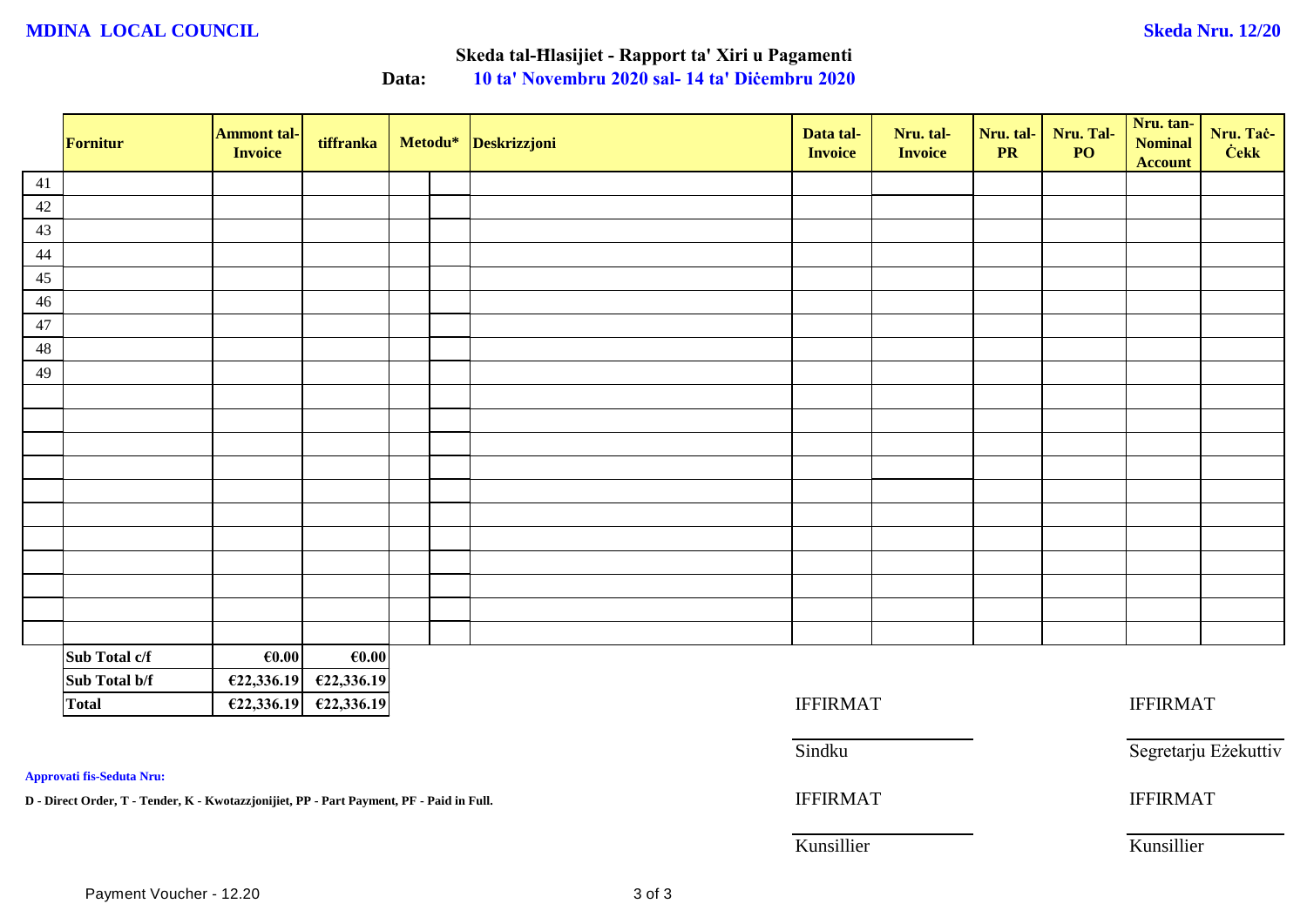**MDINA LOCAL COUNCIL**

**Skeda Nru. 12/20**

## Skeda tal-Ħlasijiet - Rapport ta' Xiri u Pagamenti

**Data:** **10 ta' Novembru 2020 sal- 14 ta' Diċembru 2020**

| | Fornitur | Ammont tal-Invoice | tiffranka | Metodu* | | Deskrizzjoni | Data tal-Invoice | Nru. tal-Invoice | Nru. tal-PR | Nru. Tal-PO | Nru. tan-Nominal Account | Nru. Taċ-Ċekk |
|---|---|---|---|---|---|---|---|---|---|---|---|---|
| 41 | | | | | | | | | | | | |
| 42 | | | | | | | | | | | | |
| 43 | | | | | | | | | | | | |
| 44 | | | | | | | | | | | | |
| 45 | | | | | | | | | | | | |
| 46 | | | | | | | | | | | | |
| 47 | | | | | | | | | | | | |
| 48 | | | | | | | | | | | | |
| 49 | | | | | | | | | | | | |
| | | | | | | | | | | | | |
| | | | | | | | | | | | | |
| | | | | | | | | | | | | |
| | | | | | | | | | | | | |
| | | | | | | | | | | | | |
| | | | | | | | | | | | | |
| | | | | | | | | | | | | |
| | | | | | | | | | | | | |
| | | | | | | | | | | | | |
| | | | | | | | | | | | | |
| | | | | | | | | | | | | |
| | **Sub Total c/f** | **€0.00** | **€0.00** | | | | | | | | | |
| | **Sub Total b/f** | **€22,336.19** | **€22,336.19** | | | | | | | | | |
| | **Total** | **€22,336.19** | **€22,336.19** | | | | | | | | | |

IFFIRMAT

Sindku

IFFIRMAT

Segretarju Eżekuttiv

IFFIRMAT

Kunsillier

IFFIRMAT

Kunsillier

**Approvati fis-Seduta Nru:**

**D - Direct Order, T - Tender, K - Kwotazzjonijiet, PP - Part Payment, PF - Paid in Full.**

Payment Voucher - 12.20